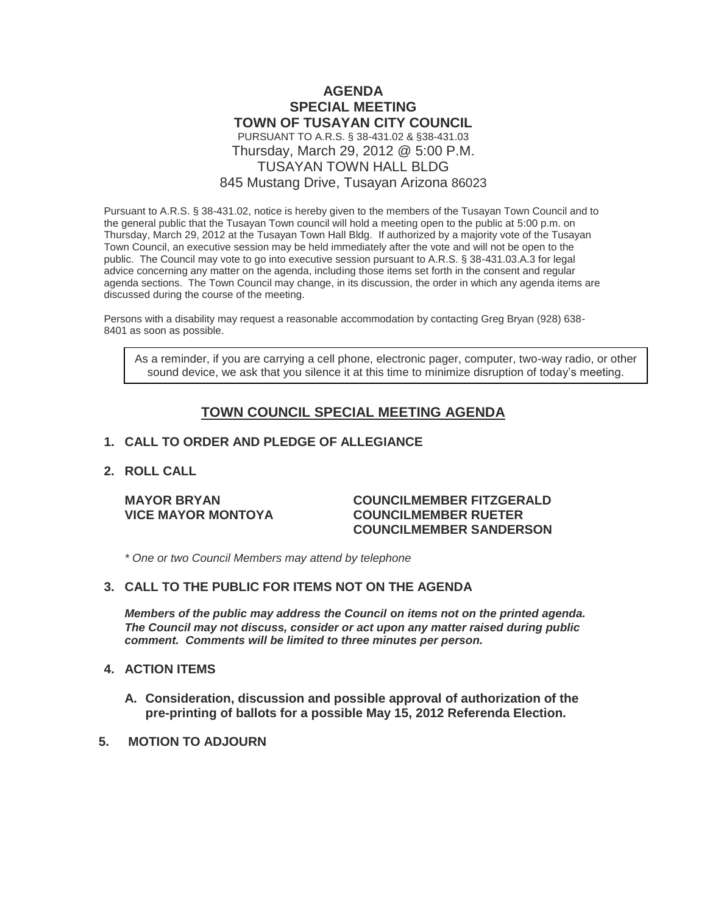# AGENDA
# SPECIAL MEETING
# TOWN OF TUSAYAN CITY COUNCIL

PURSUANT TO A.R.S. § 38-431.02 & §38-431.03

Thursday, March 29, 2012 @ 5:00 P.M.

TUSAYAN TOWN HALL BLDG

845 Mustang Drive, Tusayan Arizona 86023

Pursuant to A.R.S. § 38-431.02, notice is hereby given to the members of the Tusayan Town Council and to the general public that the Tusayan Town council will hold a meeting open to the public at 5:00 p.m. on Thursday, March 29, 2012 at the Tusayan Town Hall Bldg. If authorized by a majority vote of the Tusayan Town Council, an executive session may be held immediately after the vote and will not be open to the public. The Council may vote to go into executive session pursuant to A.R.S. § 38-431.03.A.3 for legal advice concerning any matter on the agenda, including those items set forth in the consent and regular agenda sections. The Town Council may change, in its discussion, the order in which any agenda items are discussed during the course of the meeting.

Persons with a disability may request a reasonable accommodation by contacting Greg Bryan (928) 638-8401 as soon as possible.

As a reminder, if you are carrying a cell phone, electronic pager, computer, two-way radio, or other sound device, we ask that you silence it at this time to minimize disruption of today's meeting.

## TOWN COUNCIL SPECIAL MEETING AGENDA

**1. CALL TO ORDER AND PLEDGE OF ALLEGIANCE**

**2. ROLL CALL**

**MAYOR BRYAN**
**VICE MAYOR MONTOYA**
**COUNCILMEMBER FITZGERALD**
**COUNCILMEMBER RUETER**
**COUNCILMEMBER SANDERSON**

*\* One or two Council Members may attend by telephone*

**3. CALL TO THE PUBLIC FOR ITEMS NOT ON THE AGENDA**

***Members of the public may address the Council on items not on the printed agenda. The Council may not discuss, consider or act upon any matter raised during public comment. Comments will be limited to three minutes per person.***

**4. ACTION ITEMS**

**A. Consideration, discussion and possible approval of authorization of the pre-printing of ballots for a possible May 15, 2012 Referenda Election.**

**5. MOTION TO ADJOURN**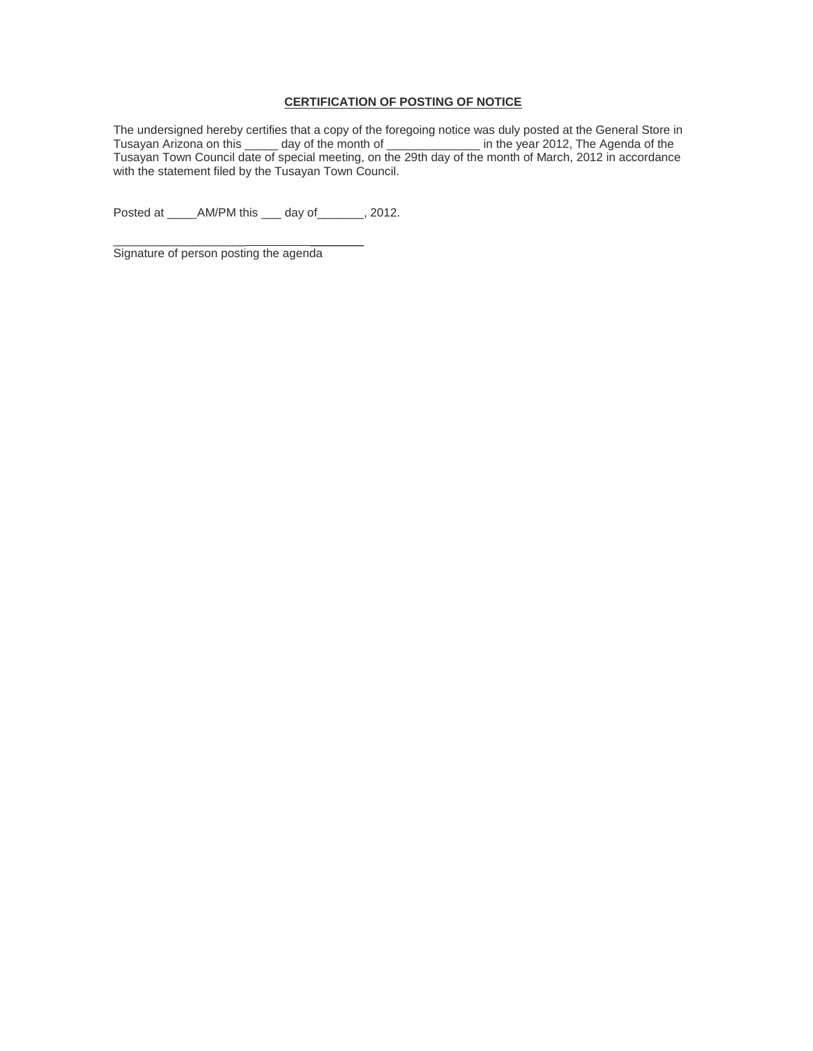**CERTIFICATION OF POSTING OF NOTICE**

The undersigned hereby certifies that a copy of the foregoing notice was duly posted at the General Store in Tusayan Arizona on this _____ day of the month of ______________ in the year 2012, The Agenda of the Tusayan Town Council date of special meeting, on the 29th day of the month of March, 2012 in accordance with the statement filed by the Tusayan Town Council.

Posted at _____AM/PM this ___ day of_______, 2012.

____________________________________
Signature of person posting the agenda